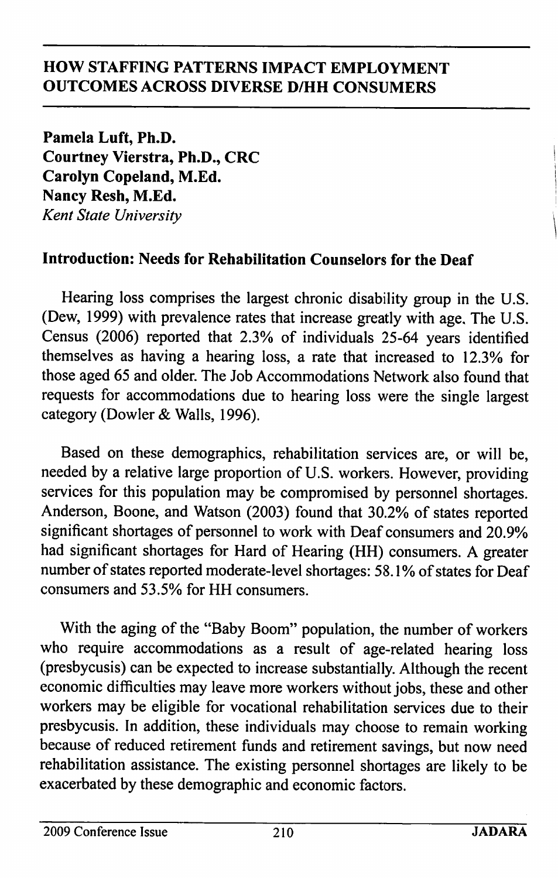# HOW STAFFING PATTERNS IMPACT EMPLOYMENT OUTCOMES ACROSS DIVERSE D/HH CONSUMERS

**Pamela Luft, Ph.D.**
**Courtney Vierstra, Ph.D., CRC**
**Carolyn Copeland, M.Ed.**
**Nancy Resh, M.Ed.**
*Kent State University*

## Introduction: Needs for Rehabilitation Counselors for the Deaf

Hearing loss comprises the largest chronic disability group in the U.S. (Dew, 1999) with prevalence rates that increase greatly with age. The U.S. Census (2006) reported that 2.3% of individuals 25-64 years identified themselves as having a hearing loss, a rate that increased to 12.3% for those aged 65 and older. The Job Accommodations Network also found that requests for accommodations due to hearing loss were the single largest category (Dowler & Walls, 1996).

Based on these demographics, rehabilitation services are, or will be, needed by a relative large proportion of U.S. workers. However, providing services for this population may be compromised by personnel shortages. Anderson, Boone, and Watson (2003) found that 30.2% of states reported significant shortages of personnel to work with Deaf consumers and 20.9% had significant shortages for Hard of Hearing (HH) consumers. A greater number of states reported moderate-level shortages: 58.1% of states for Deaf consumers and 53.5% for HH consumers.

With the aging of the "Baby Boom" population, the number of workers who require accommodations as a result of age-related hearing loss (presbycusis) can be expected to increase substantially. Although the recent economic difficulties may leave more workers without jobs, these and other workers may be eligible for vocational rehabilitation services due to their presbycusis. In addition, these individuals may choose to remain working because of reduced retirement funds and retirement savings, but now need rehabilitation assistance. The existing personnel shortages are likely to be exacerbated by these demographic and economic factors.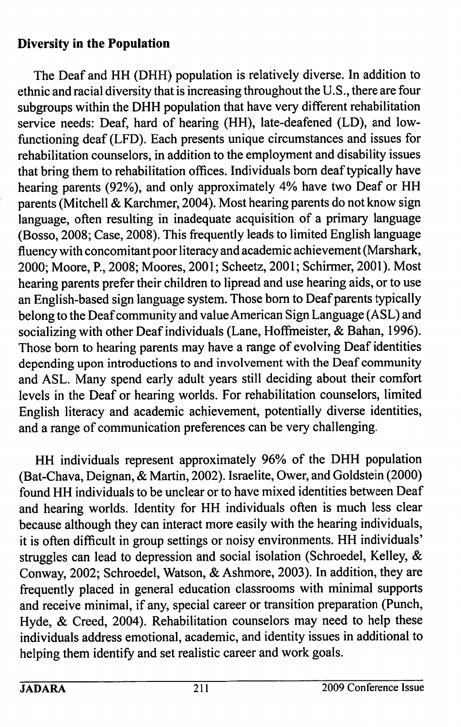**Diversity in the Population**

The Deaf and HH (DHH) population is relatively diverse. In addition to ethnic and racial diversity that is increasing throughout the U.S., there are four subgroups within the DHH population that have very different rehabilitation service needs: Deaf, hard of hearing (HH), late-deafened (LD), and low-functioning deaf (LFD). Each presents unique circumstances and issues for rehabilitation counselors, in addition to the employment and disability issues that bring them to rehabilitation offices. Individuals born deaf typically have hearing parents (92%), and only approximately 4% have two Deaf or HH parents (Mitchell & Karchmer, 2004). Most hearing parents do not know sign language, often resulting in inadequate acquisition of a primary language (Bosso, 2008; Case, 2008). This frequently leads to limited English language fluency with concomitant poor literacy and academic achievement (Marshark, 2000; Moore, P., 2008; Moores, 2001; Scheetz, 2001; Schirmer, 2001). Most hearing parents prefer their children to lipread and use hearing aids, or to use an English-based sign language system. Those born to Deaf parents typically belong to the Deaf community and value American Sign Language (ASL) and socializing with other Deaf individuals (Lane, Hoffmeister, & Bahan, 1996). Those born to hearing parents may have a range of evolving Deaf identities depending upon introductions to and involvement with the Deaf community and ASL. Many spend early adult years still deciding about their comfort levels in the Deaf or hearing worlds. For rehabilitation counselors, limited English literacy and academic achievement, potentially diverse identities, and a range of communication preferences can be very challenging.

HH individuals represent approximately 96% of the DHH population (Bat-Chava, Deignan, & Martin, 2002). Israelite, Ower, and Goldstein (2000) found HH individuals to be unclear or to have mixed identities between Deaf and hearing worlds. Identity for HH individuals often is much less clear because although they can interact more easily with the hearing individuals, it is often difficult in group settings or noisy environments. HH individuals' struggles can lead to depression and social isolation (Schroedel, Kelley, & Conway, 2002; Schroedel, Watson, & Ashmore, 2003). In addition, they are frequently placed in general education classrooms with minimal supports and receive minimal, if any, special career or transition preparation (Punch, Hyde, & Creed, 2004). Rehabilitation counselors may need to help these individuals address emotional, academic, and identity issues in additional to helping them identify and set realistic career and work goals.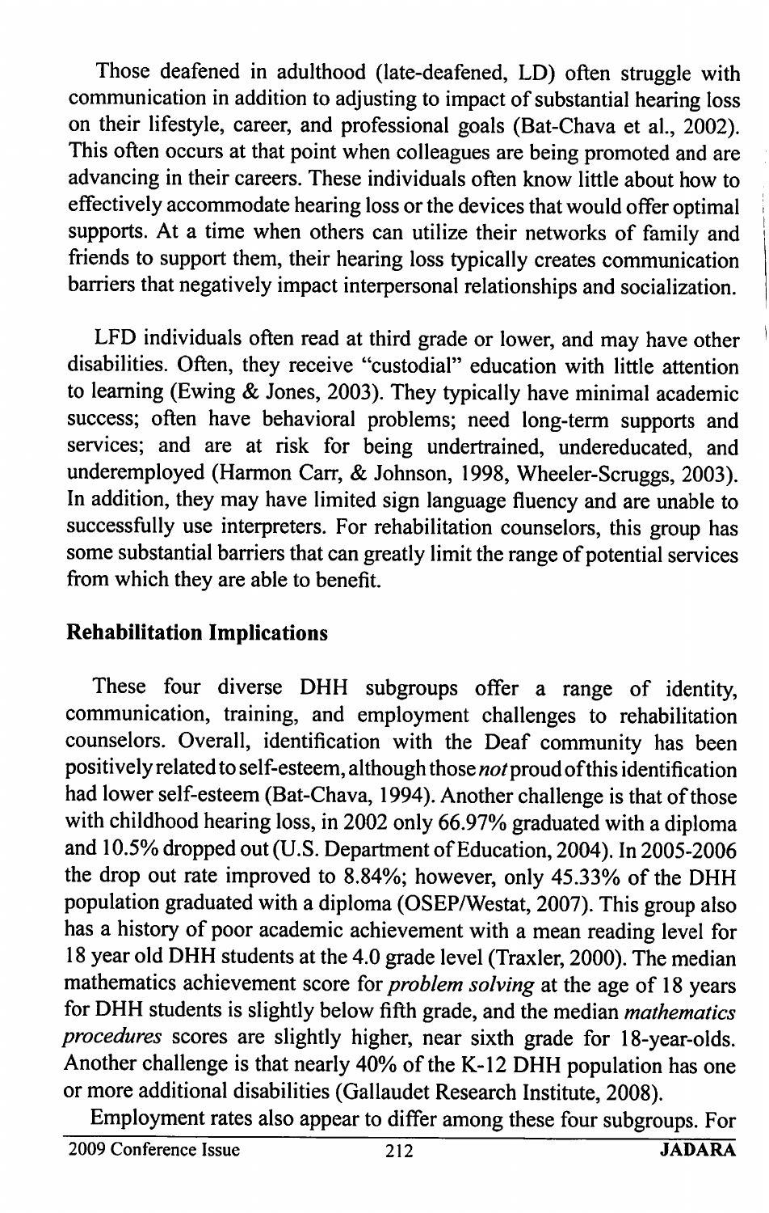Those deafened in adulthood (late-deafened, LD) often struggle with communication in addition to adjusting to impact of substantial hearing loss on their lifestyle, career, and professional goals (Bat-Chava et al., 2002). This often occurs at that point when colleagues are being promoted and are advancing in their careers. These individuals often know little about how to effectively accommodate hearing loss or the devices that would offer optimal supports. At a time when others can utilize their networks of family and friends to support them, their hearing loss typically creates communication barriers that negatively impact interpersonal relationships and socialization.

LFD individuals often read at third grade or lower, and may have other disabilities. Often, they receive "custodial" education with little attention to learning (Ewing & Jones, 2003). They typically have minimal academic success; often have behavioral problems; need long-term supports and services; and are at risk for being undertrained, undereducated, and underemployed (Harmon Carr, & Johnson, 1998, Wheeler-Scruggs, 2003). In addition, they may have limited sign language fluency and are unable to successfully use interpreters. For rehabilitation counselors, this group has some substantial barriers that can greatly limit the range of potential services from which they are able to benefit.

## Rehabilitation Implications

These four diverse DHH subgroups offer a range of identity, communication, training, and employment challenges to rehabilitation counselors. Overall, identification with the Deaf community has been positively related to self-esteem, although those *not* proud of this identification had lower self-esteem (Bat-Chava, 1994). Another challenge is that of those with childhood hearing loss, in 2002 only 66.97% graduated with a diploma and 10.5% dropped out (U.S. Department of Education, 2004). In 2005-2006 the drop out rate improved to 8.84%; however, only 45.33% of the DHH population graduated with a diploma (OSEP/Westat, 2007). This group also has a history of poor academic achievement with a mean reading level for 18 year old DHH students at the 4.0 grade level (Traxler, 2000). The median mathematics achievement score for *problem solving* at the age of 18 years for DHH students is slightly below fifth grade, and the median *mathematics procedures* scores are slightly higher, near sixth grade for 18-year-olds. Another challenge is that nearly 40% of the K-12 DHH population has one or more additional disabilities (Gallaudet Research Institute, 2008).

Employment rates also appear to differ among these four subgroups. For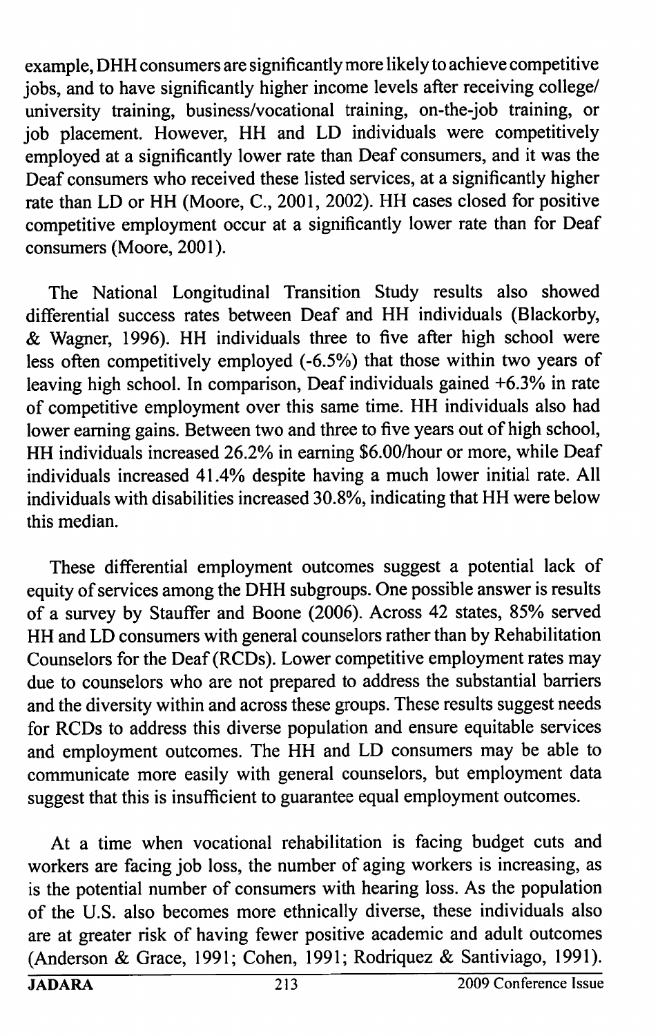example, DHH consumers are significantly more likely to achieve competitive jobs, and to have significantly higher income levels after receiving college/ university training, business/vocational training, on-the-job training, or job placement. However, HH and LD individuals were competitively employed at a significantly lower rate than Deaf consumers, and it was the Deaf consumers who received these listed services, at a significantly higher rate than LD or HH (Moore, C., 2001, 2002). HH cases closed for positive competitive employment occur at a significantly lower rate than for Deaf consumers (Moore, 2001).

The National Longitudinal Transition Study results also showed differential success rates between Deaf and HH individuals (Blackorby, & Wagner, 1996). HH individuals three to five after high school were less often competitively employed (-6.5%) that those within two years of leaving high school. In comparison, Deaf individuals gained +6.3% in rate of competitive employment over this same time. HH individuals also had lower earning gains. Between two and three to five years out of high school, HH individuals increased 26.2% in earning $6.00/hour or more, while Deaf individuals increased 41.4% despite having a much lower initial rate. All individuals with disabilities increased 30.8%, indicating that HH were below this median.

These differential employment outcomes suggest a potential lack of equity of services among the DHH subgroups. One possible answer is results of a survey by Stauffer and Boone (2006). Across 42 states, 85% served HH and LD consumers with general counselors rather than by Rehabilitation Counselors for the Deaf (RCDs). Lower competitive employment rates may due to counselors who are not prepared to address the substantial barriers and the diversity within and across these groups. These results suggest needs for RCDs to address this diverse population and ensure equitable services and employment outcomes. The HH and LD consumers may be able to communicate more easily with general counselors, but employment data suggest that this is insufficient to guarantee equal employment outcomes.

At a time when vocational rehabilitation is facing budget cuts and workers are facing job loss, the number of aging workers is increasing, as is the potential number of consumers with hearing loss. As the population of the U.S. also becomes more ethnically diverse, these individuals also are at greater risk of having fewer positive academic and adult outcomes (Anderson & Grace, 1991; Cohen, 1991; Rodriquez & Santiviago, 1991).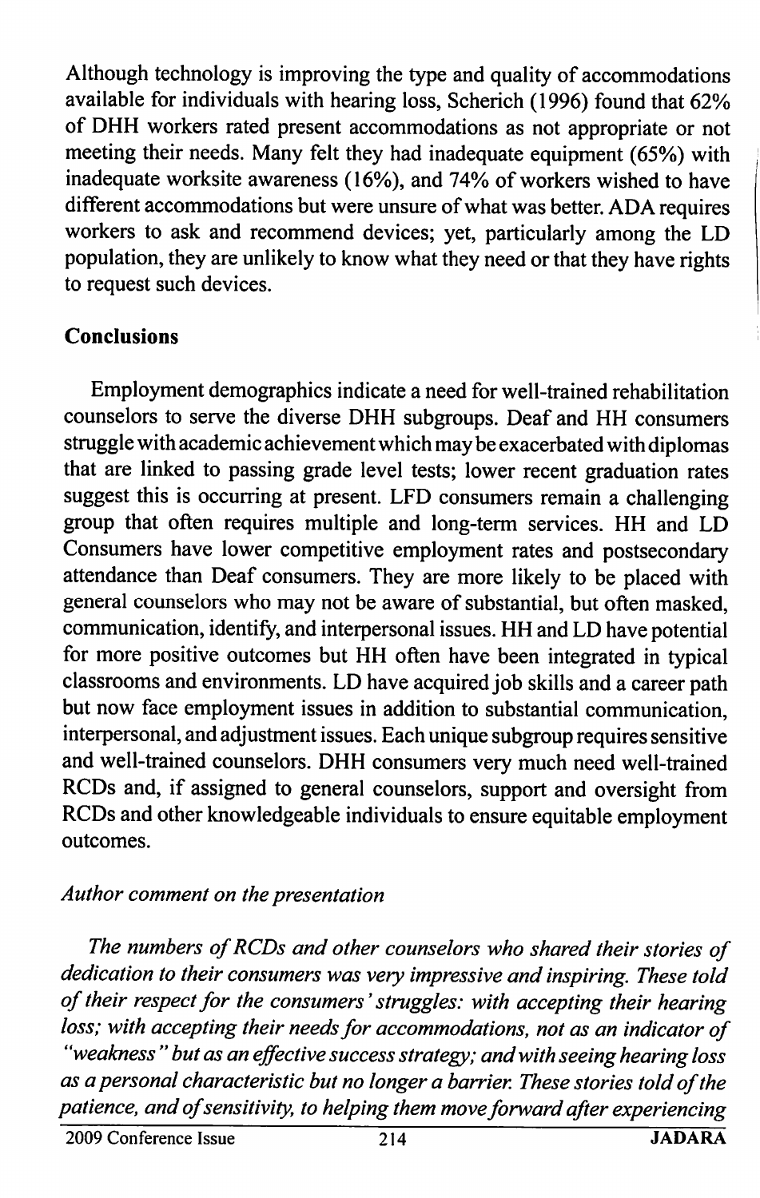Although technology is improving the type and quality of accommodations available for individuals with hearing loss, Scherich (1996) found that 62% of DHH workers rated present accommodations as not appropriate or not meeting their needs. Many felt they had inadequate equipment (65%) with inadequate worksite awareness (16%), and 74% of workers wished to have different accommodations but were unsure of what was better. ADA requires workers to ask and recommend devices; yet, particularly among the LD population, they are unlikely to know what they need or that they have rights to request such devices.

## Conclusions

Employment demographics indicate a need for well-trained rehabilitation counselors to serve the diverse DHH subgroups. Deaf and HH consumers struggle with academic achievement which may be exacerbated with diplomas that are linked to passing grade level tests; lower recent graduation rates suggest this is occurring at present. LFD consumers remain a challenging group that often requires multiple and long-term services. HH and LD Consumers have lower competitive employment rates and postsecondary attendance than Deaf consumers. They are more likely to be placed with general counselors who may not be aware of substantial, but often masked, communication, identify, and interpersonal issues. HH and LD have potential for more positive outcomes but HH often have been integrated in typical classrooms and environments. LD have acquired job skills and a career path but now face employment issues in addition to substantial communication, interpersonal, and adjustment issues. Each unique subgroup requires sensitive and well-trained counselors. DHH consumers very much need well-trained RCDs and, if assigned to general counselors, support and oversight from RCDs and other knowledgeable individuals to ensure equitable employment outcomes.

*Author comment on the presentation*

*The numbers of RCDs and other counselors who shared their stories of dedication to their consumers was very impressive and inspiring. These told of their respect for the consumers' struggles: with accepting their hearing loss; with accepting their needs for accommodations, not as an indicator of "weakness" but as an effective success strategy; and with seeing hearing loss as a personal characteristic but no longer a barrier. These stories told of the patience, and of sensitivity, to helping them move forward after experiencing*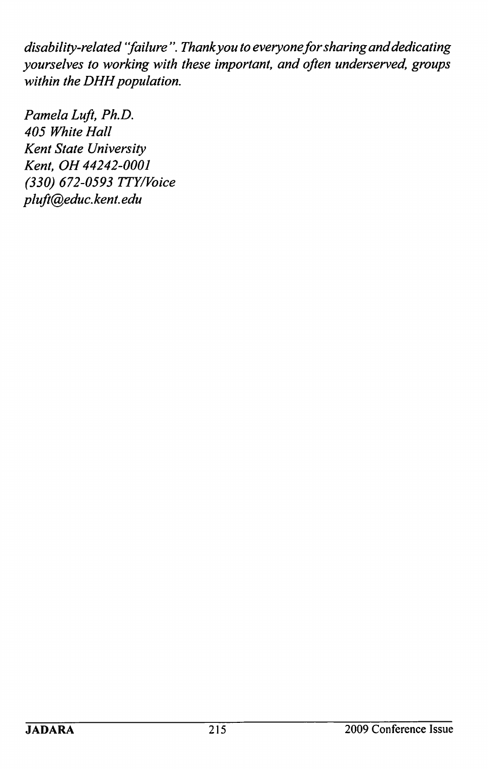*disability-related "failure". Thank you to everyone for sharing and dedicating yourselves to working with these important, and often underserved, groups within the DHH population.*

*Pamela Luft, Ph.D.*
*405 White Hall*
*Kent State University*
*Kent, OH 44242-0001*
*(330) 672-0593 TTY/Voice*
*pluft@educ.kent.edu*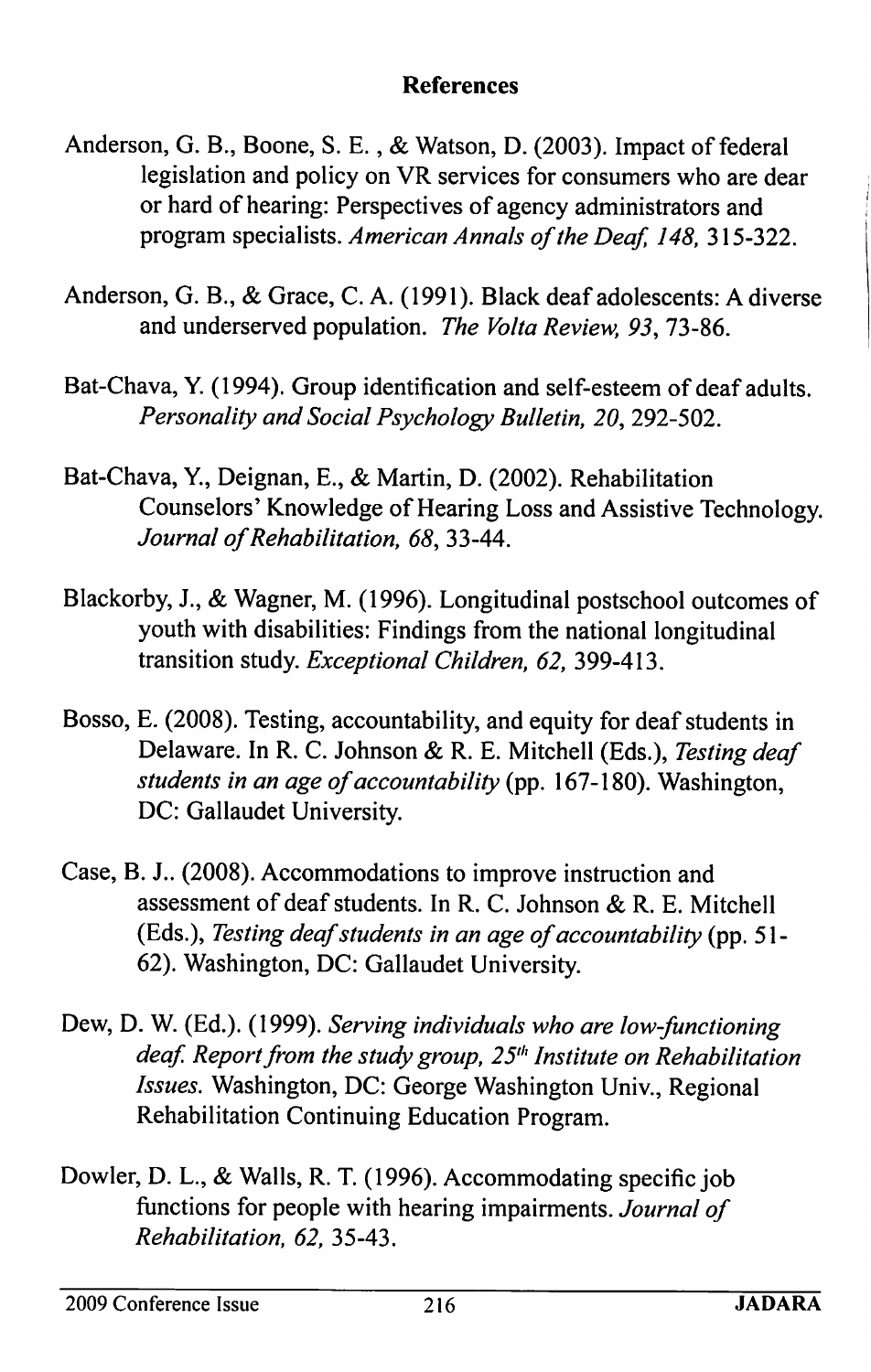## References

Anderson, G. B., Boone, S. E. , & Watson, D. (2003). Impact of federal legislation and policy on VR services for consumers who are dear or hard of hearing: Perspectives of agency administrators and program specialists. *American Annals of the Deaf, 148,* 315-322.

Anderson, G. B., & Grace, C. A. (1991). Black deaf adolescents: A diverse and underserved population. *The Volta Review, 93,* 73-86.

Bat-Chava, Y. (1994). Group identification and self-esteem of deaf adults. *Personality and Social Psychology Bulletin, 20,* 292-502.

Bat-Chava, Y., Deignan, E., & Martin, D. (2002). Rehabilitation Counselors' Knowledge of Hearing Loss and Assistive Technology. *Journal of Rehabilitation, 68,* 33-44.

Blackorby, J., & Wagner, M. (1996). Longitudinal postschool outcomes of youth with disabilities: Findings from the national longitudinal transition study. *Exceptional Children, 62,* 399-413.

Bosso, E. (2008). Testing, accountability, and equity for deaf students in Delaware. In R. C. Johnson & R. E. Mitchell (Eds.), *Testing deaf students in an age of accountability* (pp. 167-180). Washington, DC: Gallaudet University.

Case, B. J.. (2008). Accommodations to improve instruction and assessment of deaf students. In R. C. Johnson & R. E. Mitchell (Eds.), *Testing deaf students in an age of accountability* (pp. 51-62). Washington, DC: Gallaudet University.

Dew, D. W. (Ed.). (1999). *Serving individuals who are low-functioning deaf. Report from the study group, 25th Institute on Rehabilitation Issues.* Washington, DC: George Washington Univ., Regional Rehabilitation Continuing Education Program.

Dowler, D. L., & Walls, R. T. (1996). Accommodating specific job functions for people with hearing impairments. *Journal of Rehabilitation, 62,* 35-43.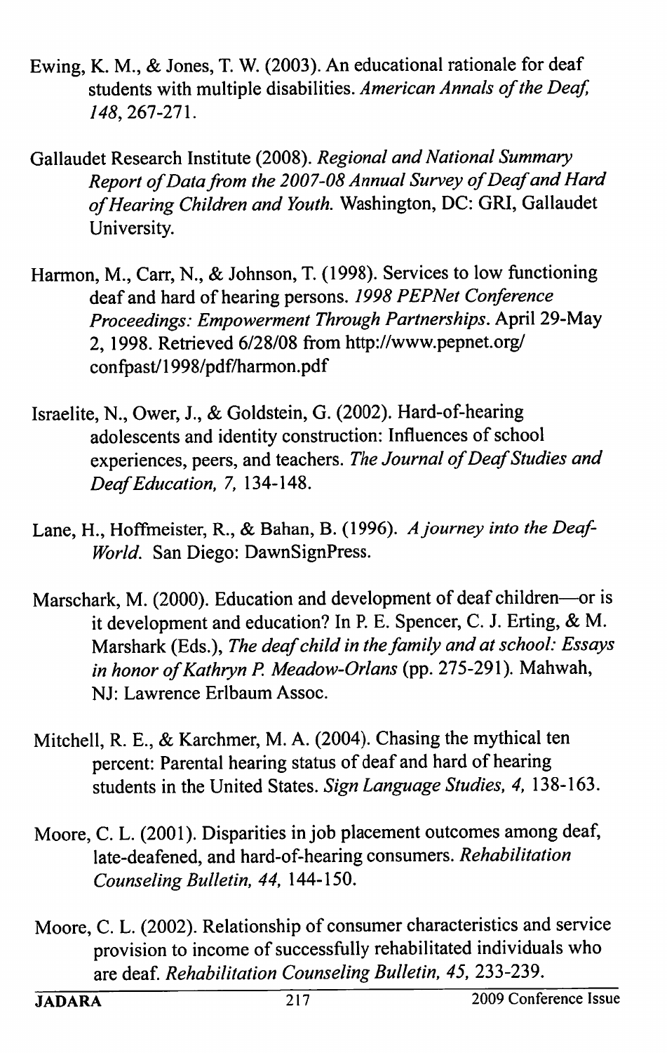Ewing, K. M., & Jones, T. W. (2003). An educational rationale for deaf students with multiple disabilities. *American Annals of the Deaf, 148*, 267-271.

Gallaudet Research Institute (2008). *Regional and National Summary Report of Data from the 2007-08 Annual Survey of Deaf and Hard of Hearing Children and Youth.* Washington, DC: GRI, Gallaudet University.

Harmon, M., Carr, N., & Johnson, T. (1998). Services to low functioning deaf and hard of hearing persons. *1998 PEPNet Conference Proceedings: Empowerment Through Partnerships*. April 29-May 2, 1998. Retrieved 6/28/08 from http://www.pepnet.org/confpast/1998/pdf/harmon.pdf

Israelite, N., Ower, J., & Goldstein, G. (2002). Hard-of-hearing adolescents and identity construction: Influences of school experiences, peers, and teachers. *The Journal of Deaf Studies and Deaf Education, 7,* 134-148.

Lane, H., Hoffmeister, R., & Bahan, B. (1996). *A journey into the Deaf-World.* San Diego: DawnSignPress.

Marschark, M. (2000). Education and development of deaf children—or is it development and education? In P. E. Spencer, C. J. Erting, & M. Marshark (Eds.), *The deaf child in the family and at school: Essays in honor of Kathryn P. Meadow-Orlans* (pp. 275-291). Mahwah, NJ: Lawrence Erlbaum Assoc.

Mitchell, R. E., & Karchmer, M. A. (2004). Chasing the mythical ten percent: Parental hearing status of deaf and hard of hearing students in the United States. *Sign Language Studies, 4,* 138-163.

Moore, C. L. (2001). Disparities in job placement outcomes among deaf, late-deafened, and hard-of-hearing consumers. *Rehabilitation Counseling Bulletin, 44,* 144-150.

Moore, C. L. (2002). Relationship of consumer characteristics and service provision to income of successfully rehabilitated individuals who are deaf. *Rehabilitation Counseling Bulletin, 45,* 233-239.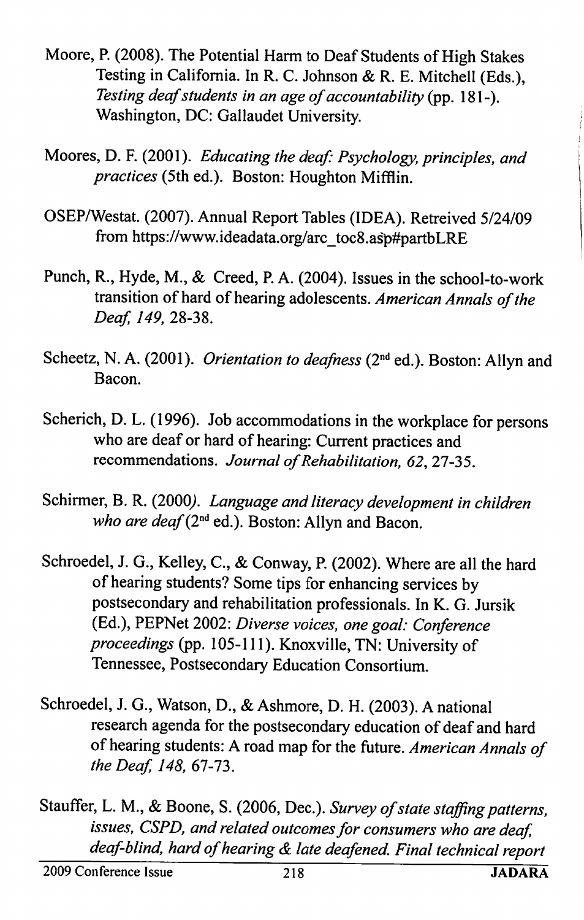Moore, P. (2008). The Potential Harm to Deaf Students of High Stakes Testing in California. In R. C. Johnson & R. E. Mitchell (Eds.), *Testing deaf students in an age of accountability* (pp. 181-). Washington, DC: Gallaudet University.

Moores, D. F. (2001). *Educating the deaf: Psychology, principles, and practices* (5th ed.). Boston: Houghton Mifflin.

OSEP/Westat. (2007). Annual Report Tables (IDEA). Retrieved 5/24/09 from https://www.ideadata.org/arc_toc8.asp#partbLRE

Punch, R., Hyde, M., & Creed, P. A. (2004). Issues in the school-to-work transition of hard of hearing adolescents. *American Annals of the Deaf, 149,* 28-38.

Scheetz, N. A. (2001). *Orientation to deafness* (2nd ed.). Boston: Allyn and Bacon.

Scherich, D. L. (1996). Job accommodations in the workplace for persons who are deaf or hard of hearing: Current practices and recommendations. *Journal of Rehabilitation, 62,* 27-35.

Schirmer, B. R. (2000). *Language and literacy development in children who are deaf* (2nd ed.). Boston: Allyn and Bacon.

Schroedel, J. G., Kelley, C., & Conway, P. (2002). Where are all the hard of hearing students? Some tips for enhancing services by postsecondary and rehabilitation professionals. In K. G. Jursik (Ed.), PEPNet 2002: *Diverse voices, one goal: Conference proceedings* (pp. 105-111). Knoxville, TN: University of Tennessee, Postsecondary Education Consortium.

Schroedel, J. G., Watson, D., & Ashmore, D. H. (2003). A national research agenda for the postsecondary education of deaf and hard of hearing students: A road map for the future. *American Annals of the Deaf, 148,* 67-73.

Stauffer, L. M., & Boone, S. (2006, Dec.). *Survey of state staffing patterns, issues, CSPD, and related outcomes for consumers who are deaf, deaf-blind, hard of hearing & late deafened. Final technical report*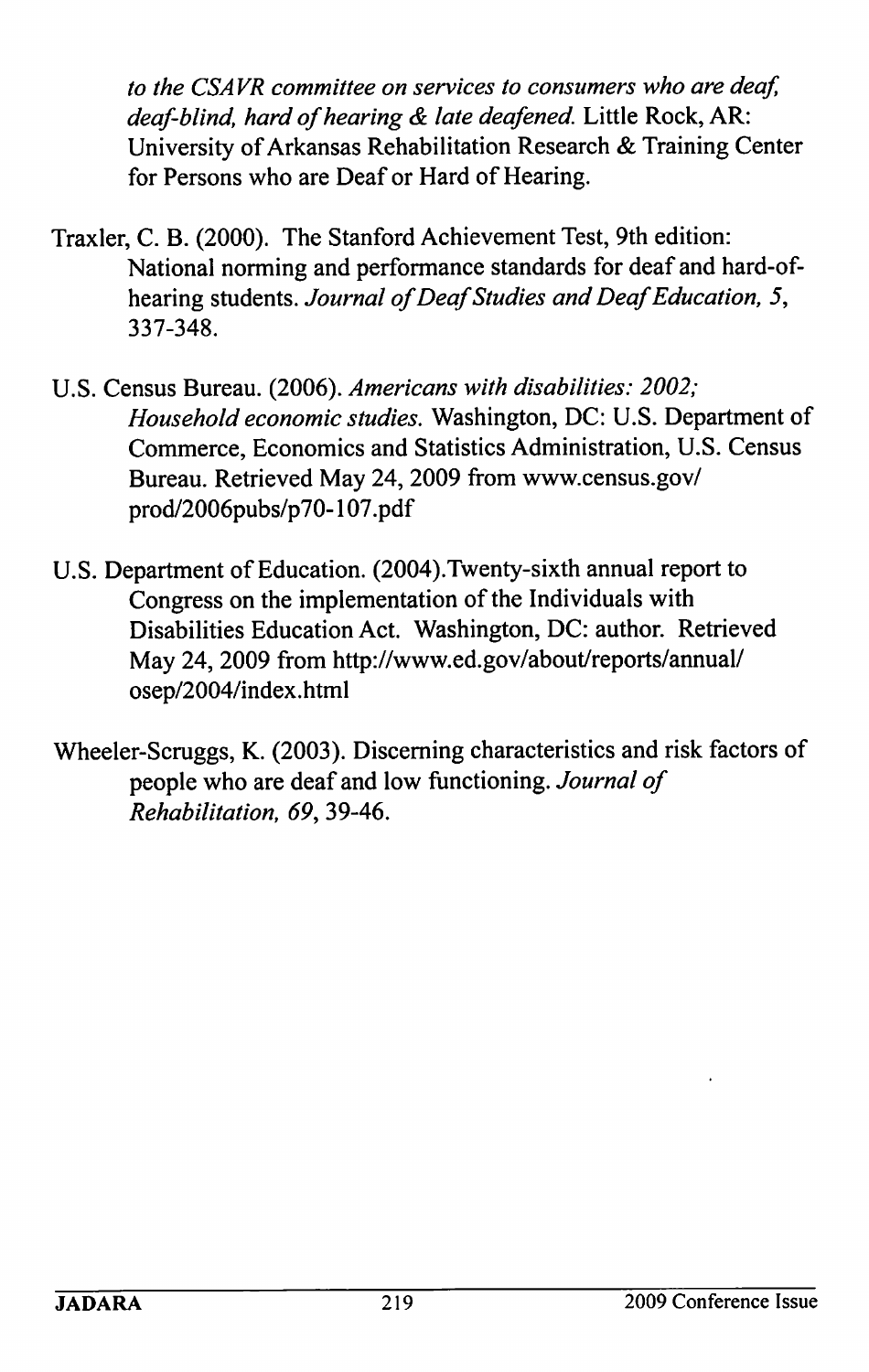*to the CSAVR committee on services to consumers who are deaf, deaf-blind, hard of hearing & late deafened.* Little Rock, AR: University of Arkansas Rehabilitation Research & Training Center for Persons who are Deaf or Hard of Hearing.

Traxler, C. B. (2000). The Stanford Achievement Test, 9th edition: National norming and performance standards for deaf and hard-of-hearing students. *Journal of Deaf Studies and Deaf Education, 5*, 337-348.

U.S. Census Bureau. (2006). *Americans with disabilities: 2002; Household economic studies.* Washington, DC: U.S. Department of Commerce, Economics and Statistics Administration, U.S. Census Bureau. Retrieved May 24, 2009 from www.census.gov/prod/2006pubs/p70-107.pdf

U.S. Department of Education. (2004).Twenty-sixth annual report to Congress on the implementation of the Individuals with Disabilities Education Act. Washington, DC: author. Retrieved May 24, 2009 from http://www.ed.gov/about/reports/annual/osep/2004/index.html

Wheeler-Scruggs, K. (2003). Discerning characteristics and risk factors of people who are deaf and low functioning. *Journal of Rehabilitation, 69*, 39-46.